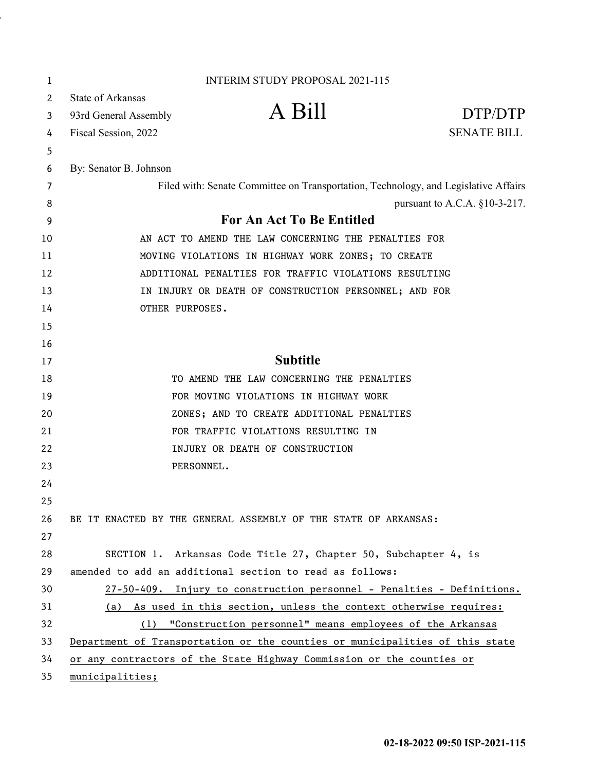INTERIM STUDY PROPOSAL 2021-115

State of Arkansas
93rd General Assembly
Fiscal Session, 2022

# A Bill

DTP/DTP
SENATE BILL

By: Senator B. Johnson

Filed with: Senate Committee on Transportation, Technology, and Legislative Affairs pursuant to A.C.A. §10-3-217.

## For An Act To Be Entitled

AN ACT TO AMEND THE LAW CONCERNING THE PENALTIES FOR MOVING VIOLATIONS IN HIGHWAY WORK ZONES; TO CREATE ADDITIONAL PENALTIES FOR TRAFFIC VIOLATIONS RESULTING IN INJURY OR DEATH OF CONSTRUCTION PERSONNEL; AND FOR OTHER PURPOSES.

## Subtitle

TO AMEND THE LAW CONCERNING THE PENALTIES FOR MOVING VIOLATIONS IN HIGHWAY WORK ZONES; AND TO CREATE ADDITIONAL PENALTIES FOR TRAFFIC VIOLATIONS RESULTING IN INJURY OR DEATH OF CONSTRUCTION PERSONNEL.

BE IT ENACTED BY THE GENERAL ASSEMBLY OF THE STATE OF ARKANSAS:

SECTION 1. Arkansas Code Title 27, Chapter 50, Subchapter 4, is amended to add an additional section to read as follows:

27-50-409. Injury to construction personnel - Penalties - Definitions.

(a) As used in this section, unless the context otherwise requires:

(1) "Construction personnel" means employees of the Arkansas Department of Transportation or the counties or municipalities of this state or any contractors of the State Highway Commission or the counties or municipalities;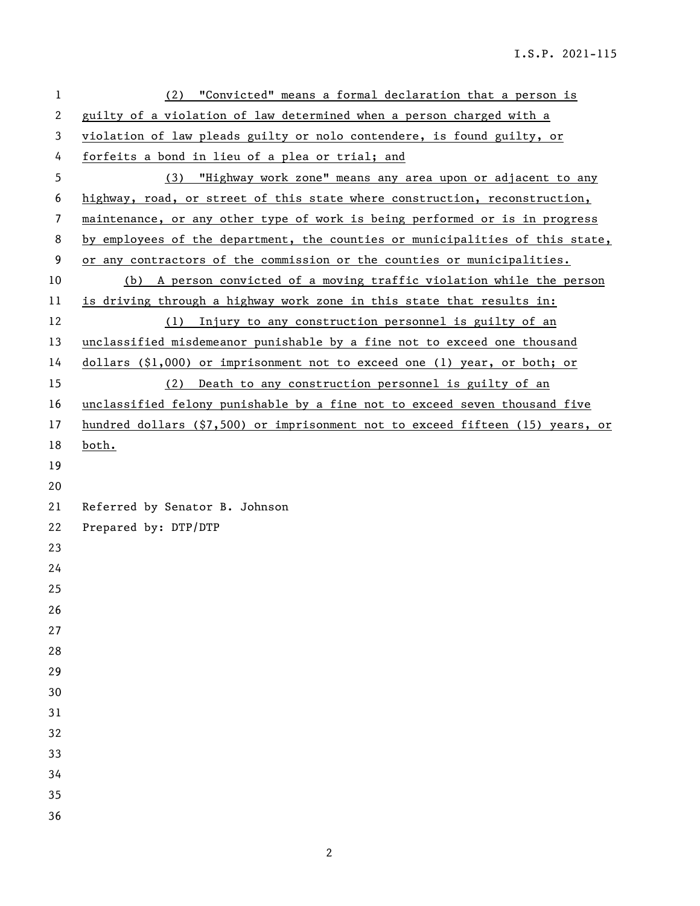(2) "Convicted" means a formal declaration that a person is guilty of a violation of law determined when a person charged with a violation of law pleads guilty or nolo contendere, is found guilty, or forfeits a bond in lieu of a plea or trial; and

(3) "Highway work zone" means any area upon or adjacent to any highway, road, or street of this state where construction, reconstruction, maintenance, or any other type of work is being performed or is in progress by employees of the department, the counties or municipalities of this state, or any contractors of the commission or the counties or municipalities.

(b) A person convicted of a moving traffic violation while the person is driving through a highway work zone in this state that results in:

(1) Injury to any construction personnel is guilty of an unclassified misdemeanor punishable by a fine not to exceed one thousand dollars ($1,000) or imprisonment not to exceed one (1) year, or both; or

(2) Death to any construction personnel is guilty of an unclassified felony punishable by a fine not to exceed seven thousand five hundred dollars ($7,500) or imprisonment not to exceed fifteen (15) years, or both.

Referred by Senator B. Johnson

Prepared by: DTP/DTP